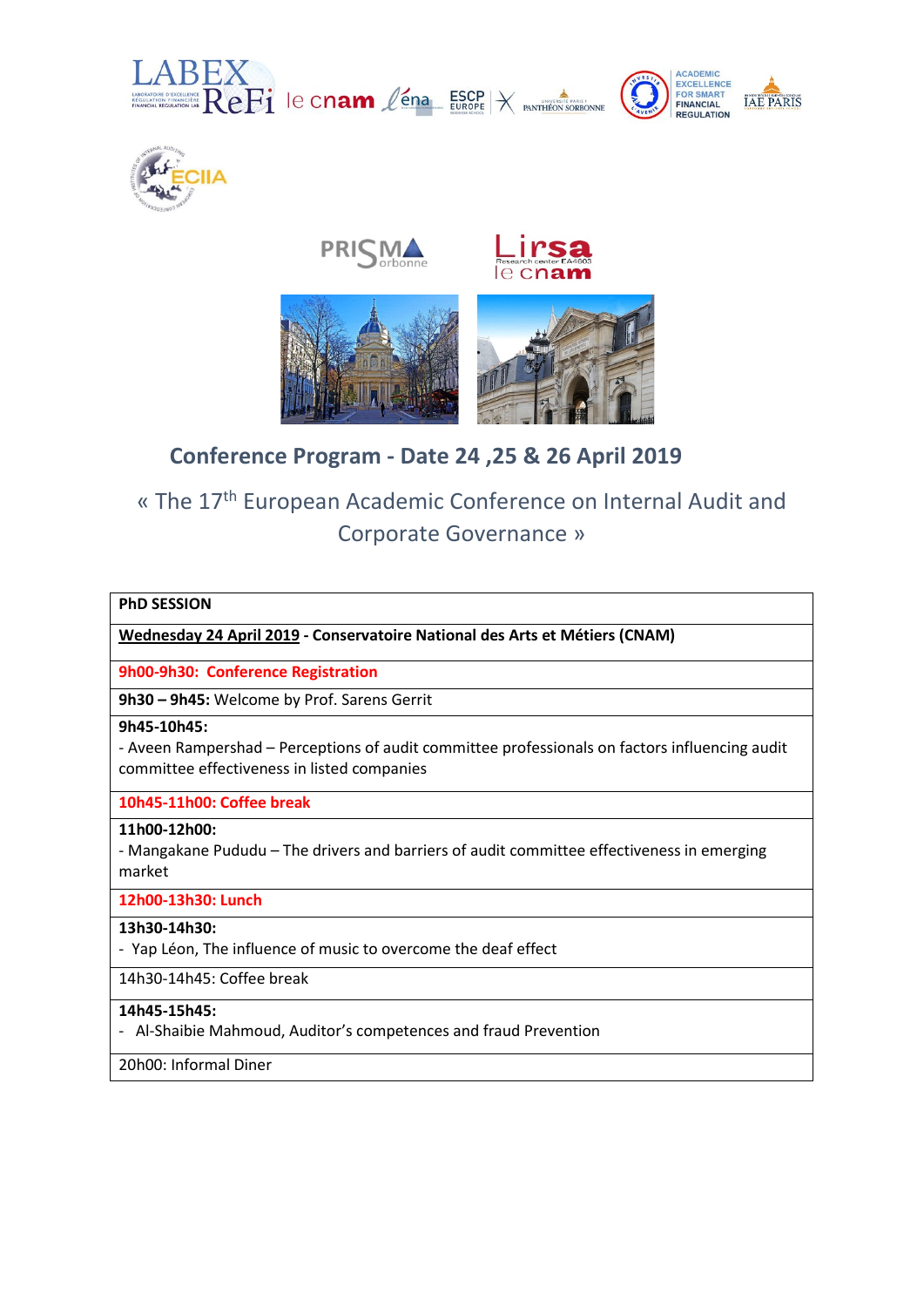## Conference Program - Date 24 ,25 & 26 April 2019

« The 17th European Academic Conference on Internal Audit and Corporate Governance »

| PhD SESSION |
|---|
| **Wednesday 24 April 2019 - Conservatoire National des Arts et Métiers (CNAM)** |
| **9h00-9h30: Conference Registration** |
| **9h30 – 9h45:** Welcome by Prof. Sarens Gerrit |
| **9h45-10h45:**<br>- Aveen Rampershad – Perceptions of audit committee professionals on factors influencing audit committee effectiveness in listed companies |
| **10h45-11h00: Coffee break** |
| **11h00-12h00:**<br>- Mangakane Pududu – The drivers and barriers of audit committee effectiveness in emerging market |
| **12h00-13h30: Lunch** |
| **13h30-14h30:**<br>- Yap Léon, The influence of music to overcome the deaf effect |
| 14h30-14h45: Coffee break |
| **14h45-15h45:**<br>- Al-Shaibie Mahmoud, Auditor's competences and fraud Prevention |
| 20h00: Informal Diner |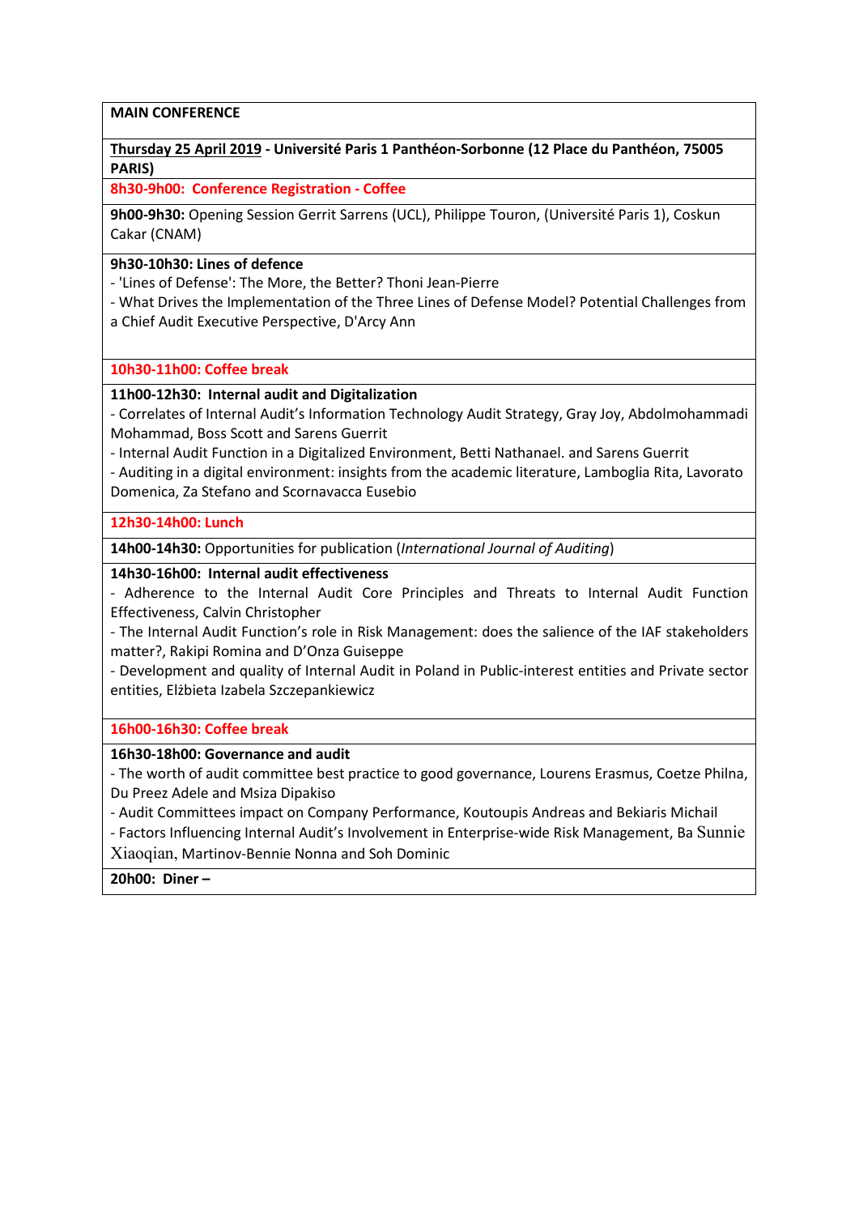**MAIN CONFERENCE**

**Thursday 25 April 2019 - Université Paris 1 Panthéon-Sorbonne (12 Place du Panthéon, 75005 PARIS)**

**8h30-9h00: Conference Registration - Coffee**

**9h00-9h30:** Opening Session Gerrit Sarrens (UCL), Philippe Touron, (Université Paris 1), Coskun Cakar (CNAM)

**9h30-10h30: Lines of defence**

- 'Lines of Defense': The More, the Better? Thoni Jean-Pierre
- What Drives the Implementation of the Three Lines of Defense Model? Potential Challenges from a Chief Audit Executive Perspective, D'Arcy Ann

**10h30-11h00: Coffee break**

**11h00-12h30: Internal audit and Digitalization**

- Correlates of Internal Audit's Information Technology Audit Strategy, Gray Joy, Abdolmohammadi Mohammad, Boss Scott and Sarens Guerrit
- Internal Audit Function in a Digitalized Environment, Betti Nathanael. and Sarens Guerrit
- Auditing in a digital environment: insights from the academic literature, Lamboglia Rita, Lavorato Domenica, Za Stefano and Scornavacca Eusebio

**12h30-14h00: Lunch**

**14h00-14h30:** Opportunities for publication (*International Journal of Auditing*)

**14h30-16h00: Internal audit effectiveness**

- Adherence to the Internal Audit Core Principles and Threats to Internal Audit Function Effectiveness, Calvin Christopher
- The Internal Audit Function's role in Risk Management: does the salience of the IAF stakeholders matter?, Rakipi Romina and D'Onza Guiseppe
- Development and quality of Internal Audit in Poland in Public-interest entities and Private sector entities, Elżbieta Izabela Szczepankiewicz

**16h00-16h30: Coffee break**

**16h30-18h00: Governance and audit**

- The worth of audit committee best practice to good governance, Lourens Erasmus, Coetze Philna, Du Preez Adele and Msiza Dipakiso
- Audit Committees impact on Company Performance, Koutoupis Andreas and Bekiaris Michail
- Factors Influencing Internal Audit's Involvement in Enterprise-wide Risk Management, Ba Sunnie Xiaoqian, Martinov-Bennie Nonna and Soh Dominic

**20h00: Diner –**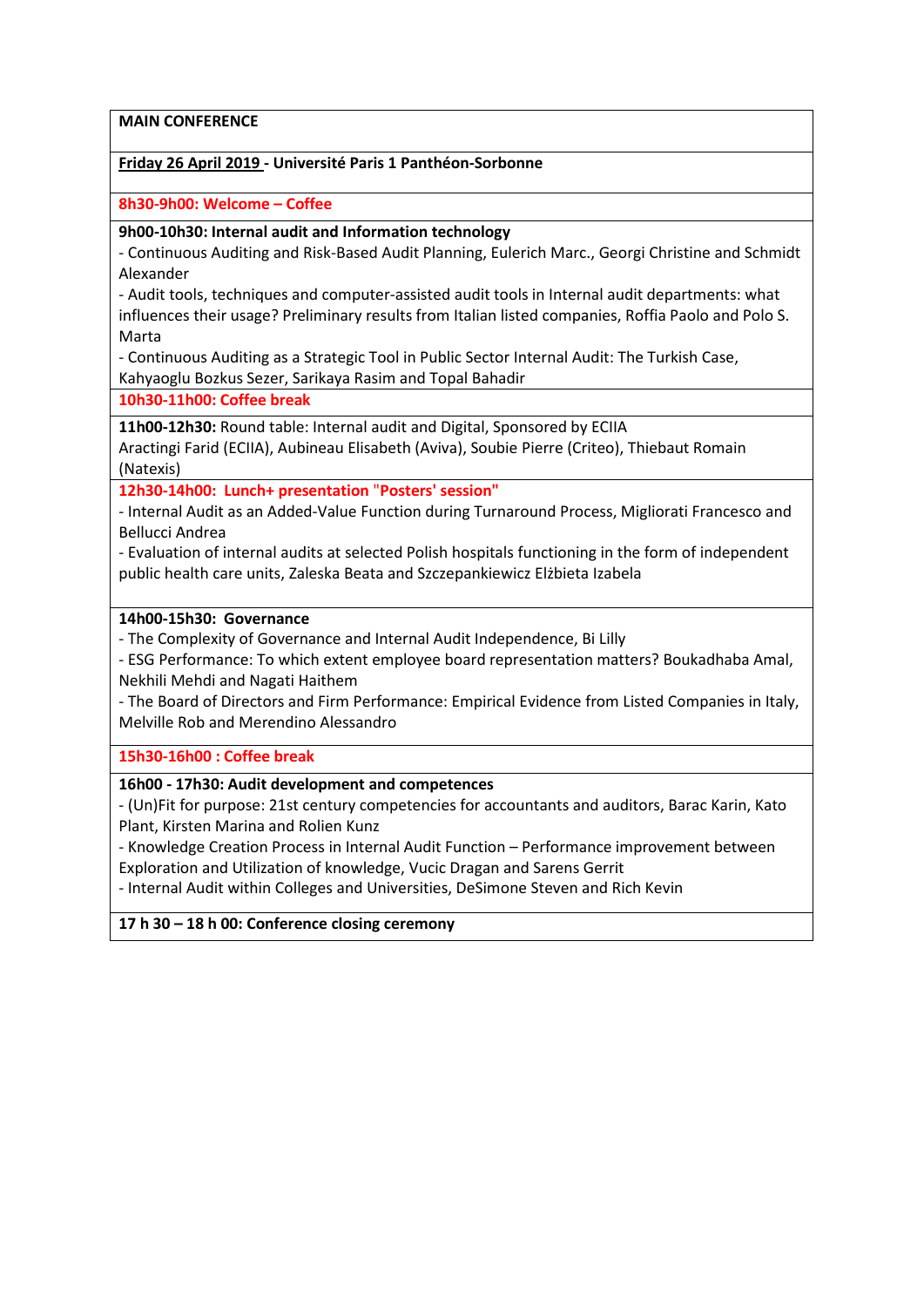**MAIN CONFERENCE**

**Friday 26 April 2019 - Université Paris 1 Panthéon-Sorbonne**

**8h30-9h00: Welcome – Coffee**

**9h00-10h30: Internal audit and Information technology**

- Continuous Auditing and Risk-Based Audit Planning, Eulerich Marc., Georgi Christine and Schmidt Alexander
- Audit tools, techniques and computer-assisted audit tools in Internal audit departments: what influences their usage? Preliminary results from Italian listed companies, Roffia Paolo and Polo S. Marta
- Continuous Auditing as a Strategic Tool in Public Sector Internal Audit: The Turkish Case, Kahyaoglu Bozkus Sezer, Sarikaya Rasim and Topal Bahadir

**10h30-11h00: Coffee break**

**11h00-12h30:** Round table: Internal audit and Digital, Sponsored by ECIIA
Aractingi Farid (ECIIA), Aubineau Elisabeth (Aviva), Soubie Pierre (Criteo), Thiebaut Romain (Natexis)

**12h30-14h00: Lunch+ presentation "Posters' session"**

- Internal Audit as an Added-Value Function during Turnaround Process, Migliorati Francesco and Bellucci Andrea
- Evaluation of internal audits at selected Polish hospitals functioning in the form of independent public health care units, Zaleska Beata and Szczepankiewicz Elżbieta Izabela

**14h00-15h30: Governance**

- The Complexity of Governance and Internal Audit Independence, Bi Lilly
- ESG Performance: To which extent employee board representation matters? Boukadhaba Amal, Nekhili Mehdi and Nagati Haithem
- The Board of Directors and Firm Performance: Empirical Evidence from Listed Companies in Italy, Melville Rob and Merendino Alessandro

**15h30-16h00 : Coffee break**

**16h00 - 17h30: Audit development and competences**

- (Un)Fit for purpose: 21st century competencies for accountants and auditors, Barac Karin, Kato Plant, Kirsten Marina and Rolien Kunz
- Knowledge Creation Process in Internal Audit Function – Performance improvement between Exploration and Utilization of knowledge, Vucic Dragan and Sarens Gerrit
- Internal Audit within Colleges and Universities, DeSimone Steven and Rich Kevin

**17 h 30 – 18 h 00: Conference closing ceremony**